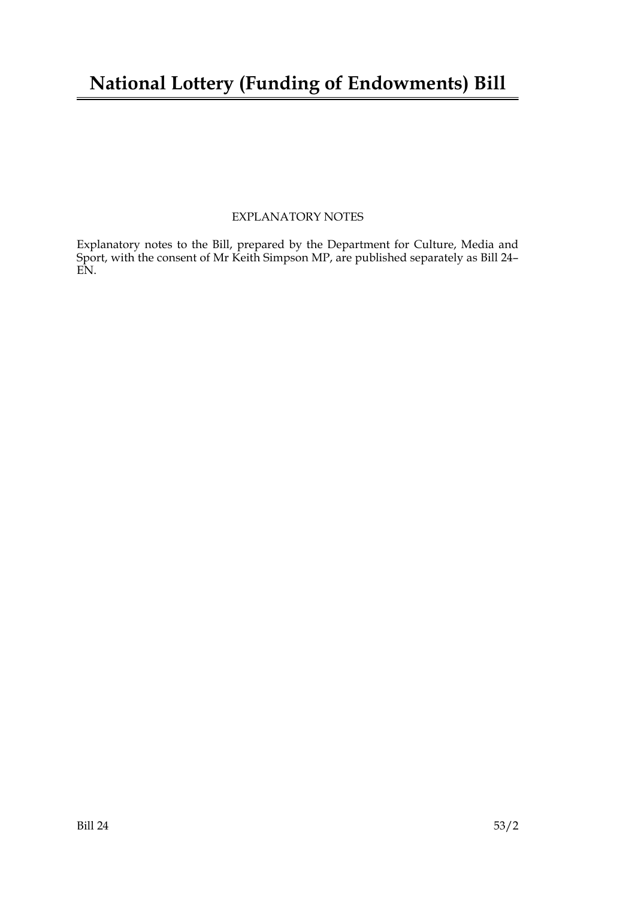# National Lottery (Funding of Endowments) Bill

EXPLANATORY NOTES

Explanatory notes to the Bill, prepared by the Department for Culture, Media and Sport, with the consent of Mr Keith Simpson MP, are published separately as Bill 24–EN.

Bill 24 53/2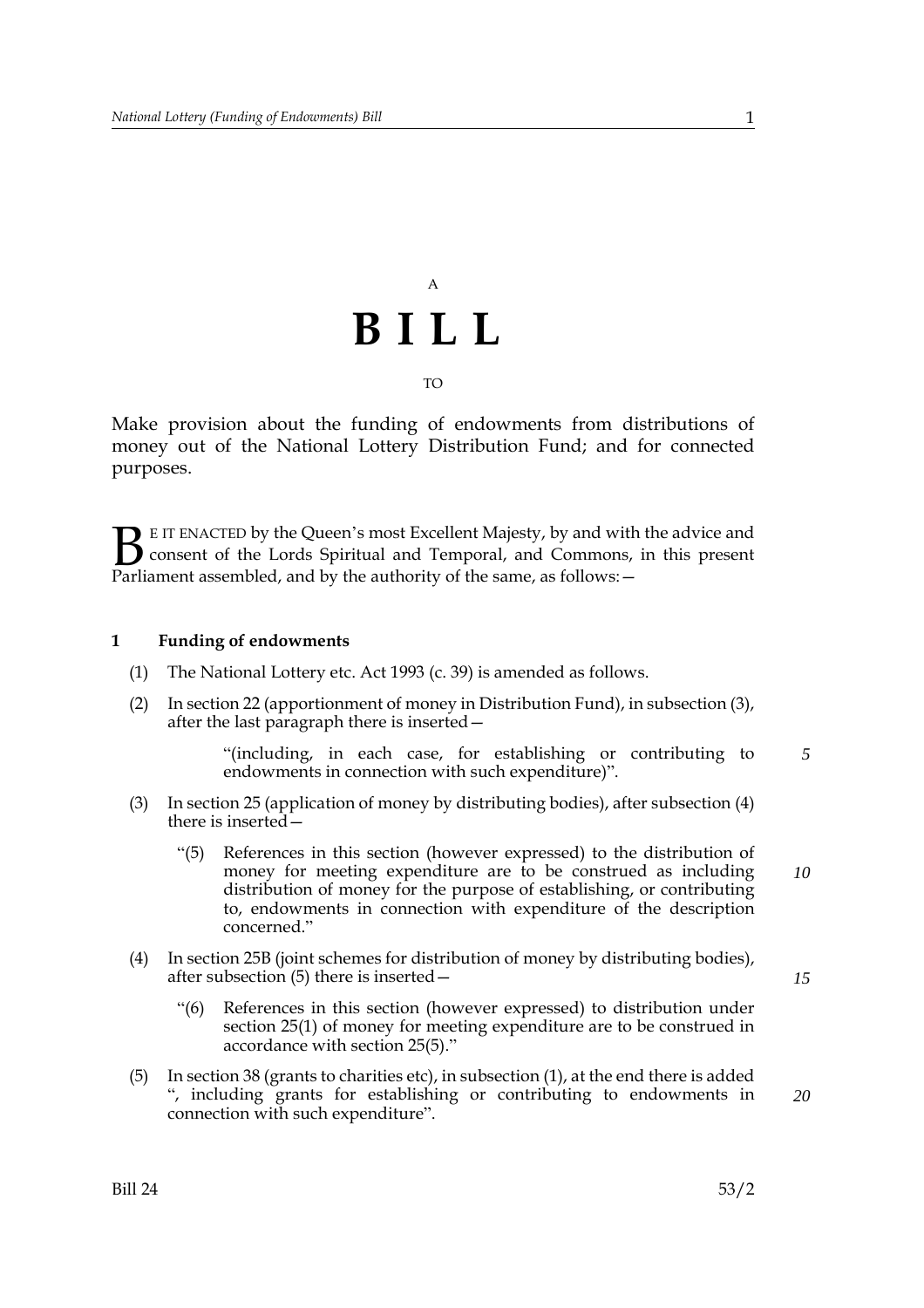A

# BILL

TO

Make provision about the funding of endowments from distributions of money out of the National Lottery Distribution Fund; and for connected purposes.

BE IT ENACTED by the Queen's most Excellent Majesty, by and with the advice and consent of the Lords Spiritual and Temporal, and Commons, in this present Parliament assembled, and by the authority of the same, as follows:—

## 1 Funding of endowments

(1) The National Lottery etc. Act 1993 (c. 39) is amended as follows.

(2) In section 22 (apportionment of money in Distribution Fund), in subsection (3), after the last paragraph there is inserted—

> "(including, in each case, for establishing or contributing to endowments in connection with such expenditure)".

(3) In section 25 (application of money by distributing bodies), after subsection (4) there is inserted—

> "(5) References in this section (however expressed) to the distribution of money for meeting expenditure are to be construed as including distribution of money for the purpose of establishing, or contributing to, endowments in connection with expenditure of the description concerned."

(4) In section 25B (joint schemes for distribution of money by distributing bodies), after subsection (5) there is inserted—

> "(6) References in this section (however expressed) to distribution under section 25(1) of money for meeting expenditure are to be construed in accordance with section 25(5)."

(5) In section 38 (grants to charities etc), in subsection (1), at the end there is added ", including grants for establishing or contributing to endowments in connection with such expenditure".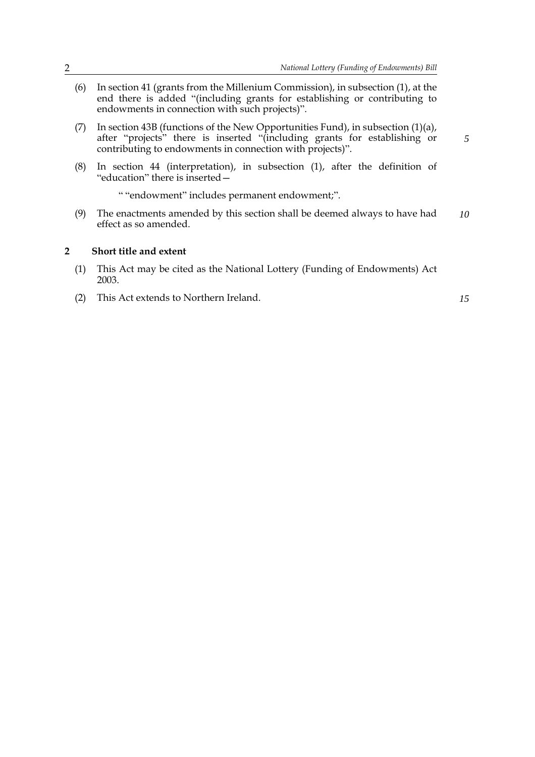(6) In section 41 (grants from the Millenium Commission), in subsection (1), at the end there is added "(including grants for establishing or contributing to endowments in connection with such projects)".

(7) In section 43B (functions of the New Opportunities Fund), in subsection (1)(a), after "projects" there is inserted "(including grants for establishing or contributing to endowments in connection with projects)".

(8) In section 44 (interpretation), in subsection (1), after the definition of "education" there is inserted—

" "endowment" includes permanent endowment;".

(9) The enactments amended by this section shall be deemed always to have had effect as so amended.

## 2 Short title and extent

(1) This Act may be cited as the National Lottery (Funding of Endowments) Act 2003.

(2) This Act extends to Northern Ireland.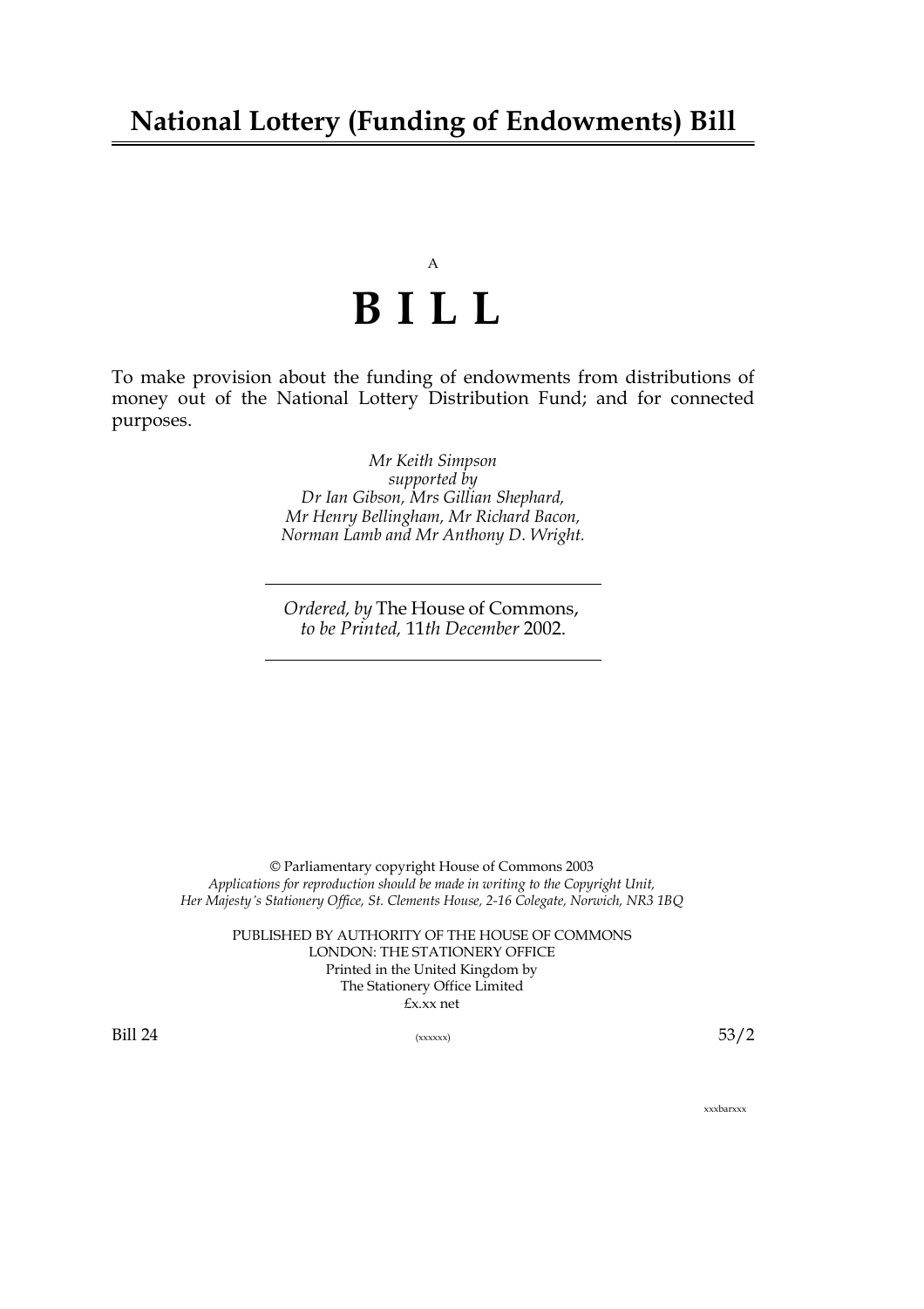# National Lottery (Funding of Endowments) Bill

A

# B I L L

To make provision about the funding of endowments from distributions of money out of the National Lottery Distribution Fund; and for connected purposes.

*Mr Keith Simpson*
*supported by*
*Dr Ian Gibson, Mrs Gillian Shephard,*
*Mr Henry Bellingham, Mr Richard Bacon,*
*Norman Lamb and Mr Anthony D. Wright.*

---

*Ordered, by* The House of Commons,
*to be Printed,* 11*th December* 2002.

---

© Parliamentary copyright House of Commons 2003
*Applications for reproduction should be made in writing to the Copyright Unit, Her Majesty's Stationery Office, St. Clements House, 2-16 Colegate, Norwich, NR3 1BQ*

PUBLISHED BY AUTHORITY OF THE HOUSE OF COMMONS
LONDON: THE STATIONERY OFFICE
Printed in the United Kingdom by
The Stationery Office Limited
£x.xx net

Bill 24 (xxxxxx) 53/2

xxxbarxxx